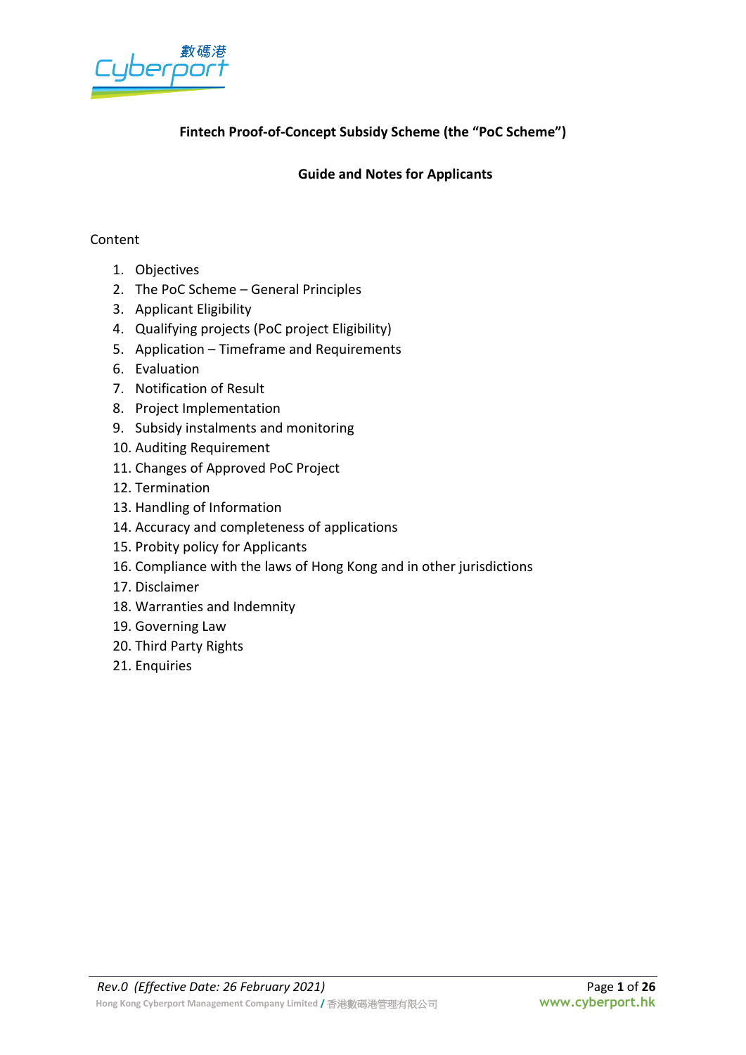**Fintech Proof-of-Concept Subsidy Scheme (the "PoC Scheme")**

**Guide and Notes for Applicants**

Content

1. Objectives
2. The PoC Scheme – General Principles
3. Applicant Eligibility
4. Qualifying projects (PoC project Eligibility)
5. Application – Timeframe and Requirements
6. Evaluation
7. Notification of Result
8. Project Implementation
9. Subsidy instalments and monitoring
10. Auditing Requirement
11. Changes of Approved PoC Project
12. Termination
13. Handling of Information
14. Accuracy and completeness of applications
15. Probity policy for Applicants
16. Compliance with the laws of Hong Kong and in other jurisdictions
17. Disclaimer
18. Warranties and Indemnity
19. Governing Law
20. Third Party Rights
21. Enquiries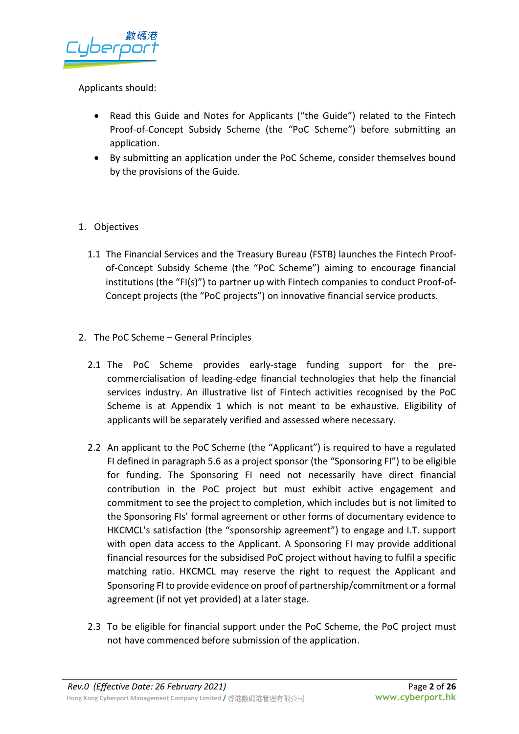Applicants should:

- Read this Guide and Notes for Applicants ("the Guide") related to the Fintech Proof-of-Concept Subsidy Scheme (the "PoC Scheme") before submitting an application.
- By submitting an application under the PoC Scheme, consider themselves bound by the provisions of the Guide.

1. Objectives

1.1 The Financial Services and the Treasury Bureau (FSTB) launches the Fintech Proof-of-Concept Subsidy Scheme (the "PoC Scheme") aiming to encourage financial institutions (the "FI(s)") to partner up with Fintech companies to conduct Proof-of-Concept projects (the "PoC projects") on innovative financial service products.

2. The PoC Scheme – General Principles

2.1 The PoC Scheme provides early-stage funding support for the pre-commercialisation of leading-edge financial technologies that help the financial services industry. An illustrative list of Fintech activities recognised by the PoC Scheme is at Appendix 1 which is not meant to be exhaustive. Eligibility of applicants will be separately verified and assessed where necessary.

2.2 An applicant to the PoC Scheme (the "Applicant") is required to have a regulated FI defined in paragraph 5.6 as a project sponsor (the "Sponsoring FI") to be eligible for funding. The Sponsoring FI need not necessarily have direct financial contribution in the PoC project but must exhibit active engagement and commitment to see the project to completion, which includes but is not limited to the Sponsoring FIs' formal agreement or other forms of documentary evidence to HKCMCL's satisfaction (the "sponsorship agreement") to engage and I.T. support with open data access to the Applicant. A Sponsoring FI may provide additional financial resources for the subsidised PoC project without having to fulfil a specific matching ratio. HKCMCL may reserve the right to request the Applicant and Sponsoring FI to provide evidence on proof of partnership/commitment or a formal agreement (if not yet provided) at a later stage.

2.3 To be eligible for financial support under the PoC Scheme, the PoC project must not have commenced before submission of the application.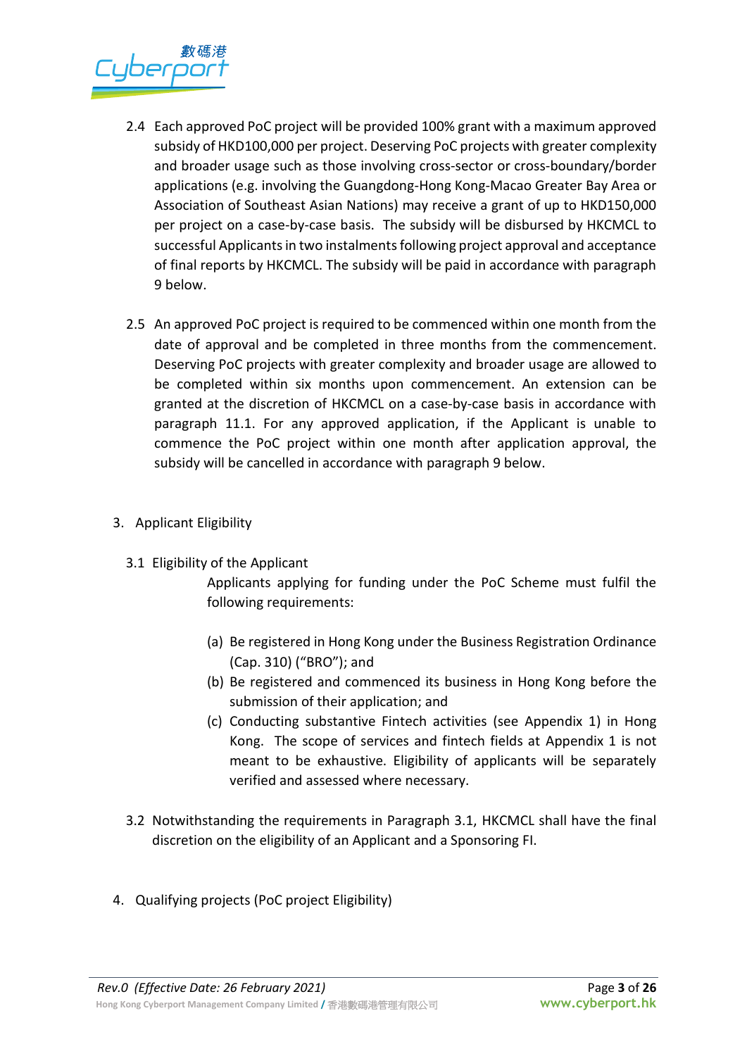2.4 Each approved PoC project will be provided 100% grant with a maximum approved subsidy of HKD100,000 per project. Deserving PoC projects with greater complexity and broader usage such as those involving cross-sector or cross-boundary/border applications (e.g. involving the Guangdong-Hong Kong-Macao Greater Bay Area or Association of Southeast Asian Nations) may receive a grant of up to HKD150,000 per project on a case-by-case basis. The subsidy will be disbursed by HKCMCL to successful Applicants in two instalments following project approval and acceptance of final reports by HKCMCL. The subsidy will be paid in accordance with paragraph 9 below.

2.5 An approved PoC project is required to be commenced within one month from the date of approval and be completed in three months from the commencement. Deserving PoC projects with greater complexity and broader usage are allowed to be completed within six months upon commencement. An extension can be granted at the discretion of HKCMCL on a case-by-case basis in accordance with paragraph 11.1. For any approved application, if the Applicant is unable to commence the PoC project within one month after application approval, the subsidy will be cancelled in accordance with paragraph 9 below.

## 3. Applicant Eligibility

### 3.1 Eligibility of the Applicant

Applicants applying for funding under the PoC Scheme must fulfil the following requirements:

(a) Be registered in Hong Kong under the Business Registration Ordinance (Cap. 310) ("BRO"); and

(b) Be registered and commenced its business in Hong Kong before the submission of their application; and

(c) Conducting substantive Fintech activities (see Appendix 1) in Hong Kong. The scope of services and fintech fields at Appendix 1 is not meant to be exhaustive. Eligibility of applicants will be separately verified and assessed where necessary.

3.2 Notwithstanding the requirements in Paragraph 3.1, HKCMCL shall have the final discretion on the eligibility of an Applicant and a Sponsoring FI.

## 4. Qualifying projects (PoC project Eligibility)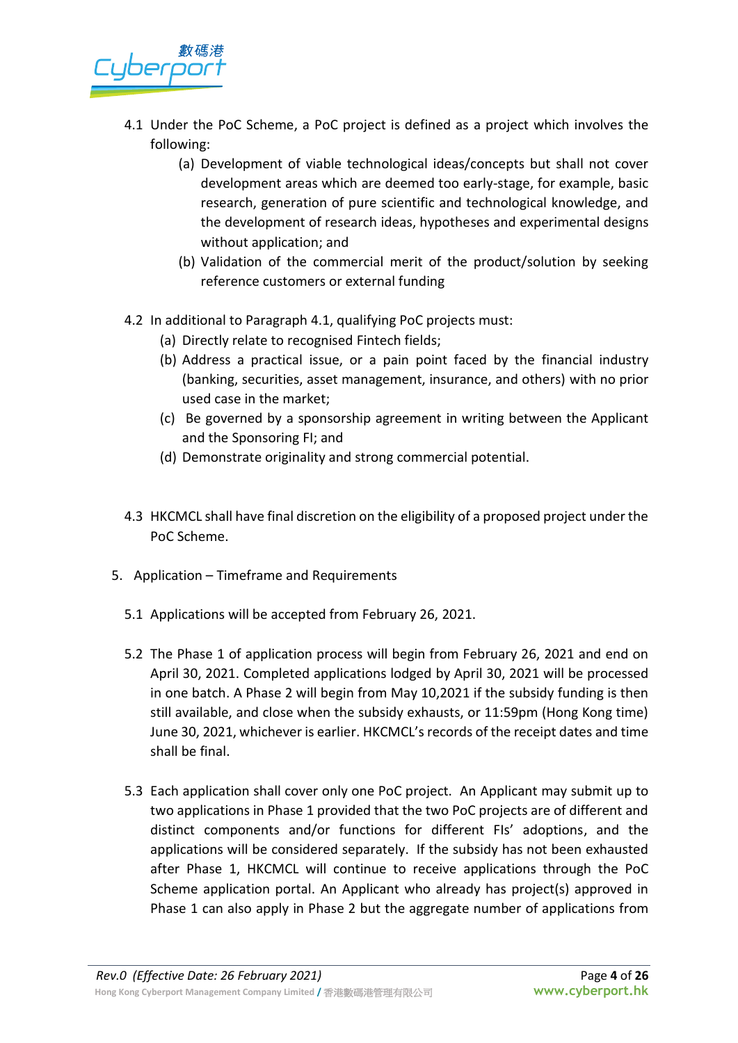4.1 Under the PoC Scheme, a PoC project is defined as a project which involves the following:

   (a) Development of viable technological ideas/concepts but shall not cover development areas which are deemed too early-stage, for example, basic research, generation of pure scientific and technological knowledge, and the development of research ideas, hypotheses and experimental designs without application; and

   (b) Validation of the commercial merit of the product/solution by seeking reference customers or external funding

4.2 In additional to Paragraph 4.1, qualifying PoC projects must:

   (a) Directly relate to recognised Fintech fields;

   (b) Address a practical issue, or a pain point faced by the financial industry (banking, securities, asset management, insurance, and others) with no prior used case in the market;

   (c) Be governed by a sponsorship agreement in writing between the Applicant and the Sponsoring FI; and

   (d) Demonstrate originality and strong commercial potential.

4.3 HKCMCL shall have final discretion on the eligibility of a proposed project under the PoC Scheme.

5. Application – Timeframe and Requirements

5.1 Applications will be accepted from February 26, 2021.

5.2 The Phase 1 of application process will begin from February 26, 2021 and end on April 30, 2021. Completed applications lodged by April 30, 2021 will be processed in one batch. A Phase 2 will begin from May 10,2021 if the subsidy funding is then still available, and close when the subsidy exhausts, or 11:59pm (Hong Kong time) June 30, 2021, whichever is earlier. HKCMCL's records of the receipt dates and time shall be final.

5.3 Each application shall cover only one PoC project. An Applicant may submit up to two applications in Phase 1 provided that the two PoC projects are of different and distinct components and/or functions for different FIs' adoptions, and the applications will be considered separately. If the subsidy has not been exhausted after Phase 1, HKCMCL will continue to receive applications through the PoC Scheme application portal. An Applicant who already has project(s) approved in Phase 1 can also apply in Phase 2 but the aggregate number of applications from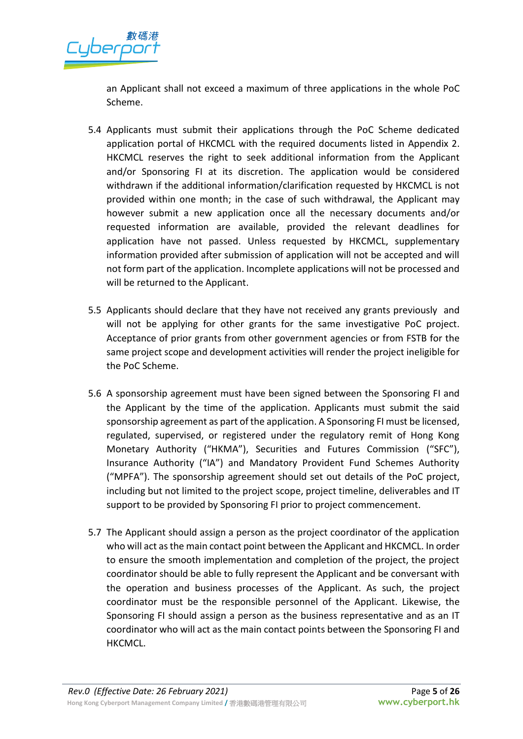an Applicant shall not exceed a maximum of three applications in the whole PoC Scheme.

5.4 Applicants must submit their applications through the PoC Scheme dedicated application portal of HKCMCL with the required documents listed in Appendix 2. HKCMCL reserves the right to seek additional information from the Applicant and/or Sponsoring FI at its discretion. The application would be considered withdrawn if the additional information/clarification requested by HKCMCL is not provided within one month; in the case of such withdrawal, the Applicant may however submit a new application once all the necessary documents and/or requested information are available, provided the relevant deadlines for application have not passed. Unless requested by HKCMCL, supplementary information provided after submission of application will not be accepted and will not form part of the application. Incomplete applications will not be processed and will be returned to the Applicant.

5.5 Applicants should declare that they have not received any grants previously and will not be applying for other grants for the same investigative PoC project. Acceptance of prior grants from other government agencies or from FSTB for the same project scope and development activities will render the project ineligible for the PoC Scheme.

5.6 A sponsorship agreement must have been signed between the Sponsoring FI and the Applicant by the time of the application. Applicants must submit the said sponsorship agreement as part of the application. A Sponsoring FI must be licensed, regulated, supervised, or registered under the regulatory remit of Hong Kong Monetary Authority ("HKMA"), Securities and Futures Commission ("SFC"), Insurance Authority ("IA") and Mandatory Provident Fund Schemes Authority ("MPFA"). The sponsorship agreement should set out details of the PoC project, including but not limited to the project scope, project timeline, deliverables and IT support to be provided by Sponsoring FI prior to project commencement.

5.7 The Applicant should assign a person as the project coordinator of the application who will act as the main contact point between the Applicant and HKCMCL. In order to ensure the smooth implementation and completion of the project, the project coordinator should be able to fully represent the Applicant and be conversant with the operation and business processes of the Applicant. As such, the project coordinator must be the responsible personnel of the Applicant. Likewise, the Sponsoring FI should assign a person as the business representative and as an IT coordinator who will act as the main contact points between the Sponsoring FI and HKCMCL.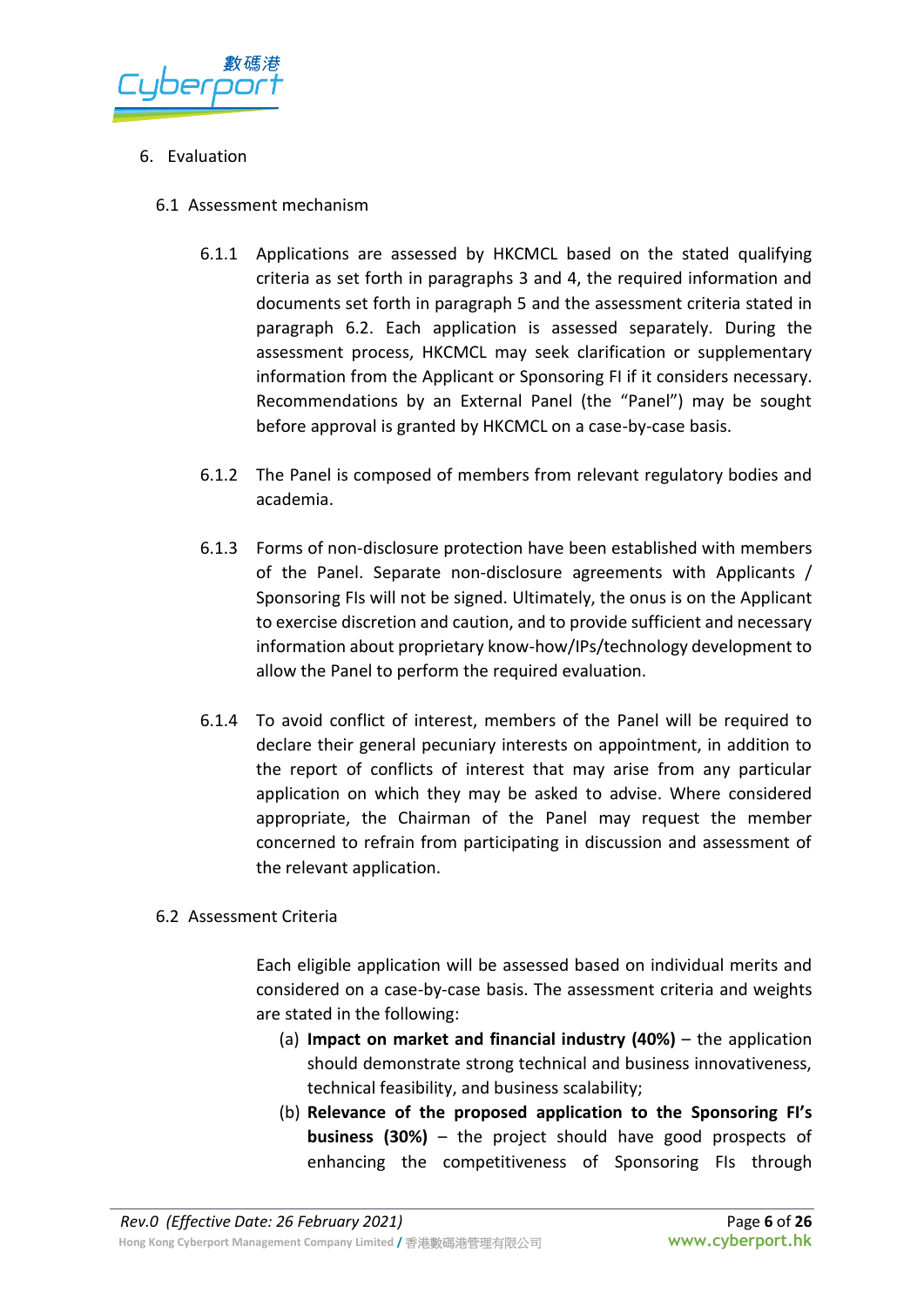# 6. Evaluation

## 6.1 Assessment mechanism

6.1.1 Applications are assessed by HKCMCL based on the stated qualifying criteria as set forth in paragraphs 3 and 4, the required information and documents set forth in paragraph 5 and the assessment criteria stated in paragraph 6.2. Each application is assessed separately. During the assessment process, HKCMCL may seek clarification or supplementary information from the Applicant or Sponsoring FI if it considers necessary. Recommendations by an External Panel (the "Panel") may be sought before approval is granted by HKCMCL on a case-by-case basis.

6.1.2 The Panel is composed of members from relevant regulatory bodies and academia.

6.1.3 Forms of non-disclosure protection have been established with members of the Panel. Separate non-disclosure agreements with Applicants / Sponsoring FIs will not be signed. Ultimately, the onus is on the Applicant to exercise discretion and caution, and to provide sufficient and necessary information about proprietary know-how/IPs/technology development to allow the Panel to perform the required evaluation.

6.1.4 To avoid conflict of interest, members of the Panel will be required to declare their general pecuniary interests on appointment, in addition to the report of conflicts of interest that may arise from any particular application on which they may be asked to advise. Where considered appropriate, the Chairman of the Panel may request the member concerned to refrain from participating in discussion and assessment of the relevant application.

## 6.2 Assessment Criteria

Each eligible application will be assessed based on individual merits and considered on a case-by-case basis. The assessment criteria and weights are stated in the following:

(a) **Impact on market and financial industry (40%)** – the application should demonstrate strong technical and business innovativeness, technical feasibility, and business scalability;

(b) **Relevance of the proposed application to the Sponsoring FI's business (30%)** – the project should have good prospects of enhancing the competitiveness of Sponsoring FIs through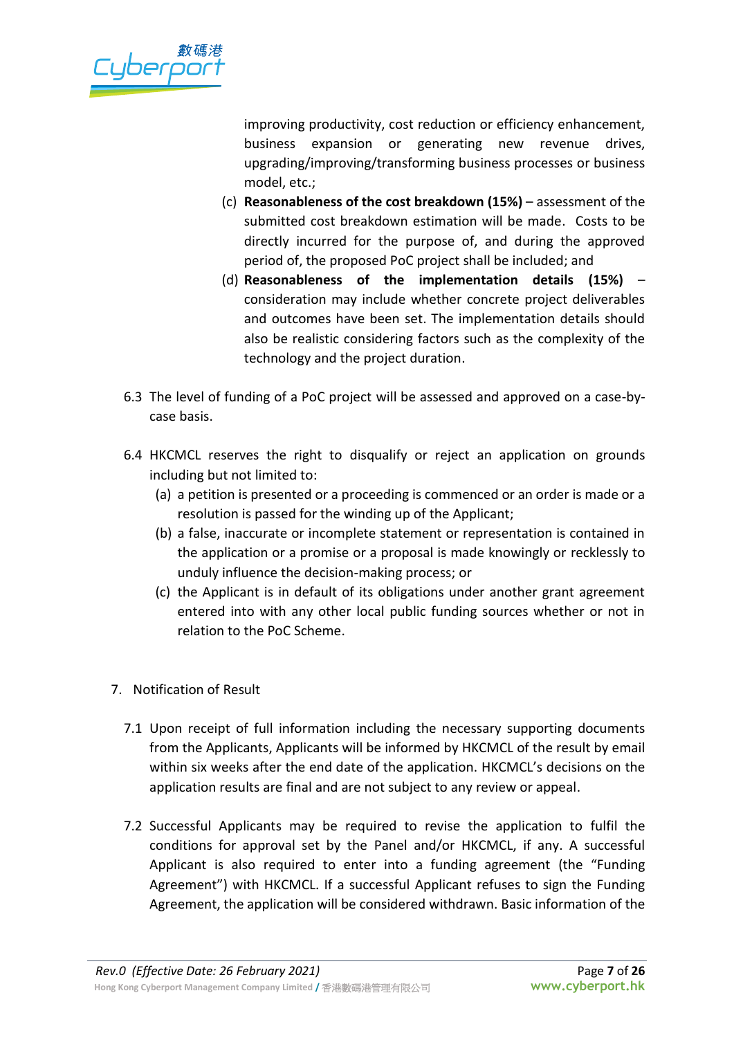improving productivity, cost reduction or efficiency enhancement, business expansion or generating new revenue drives, upgrading/improving/transforming business processes or business model, etc.;

(c) **Reasonableness of the cost breakdown (15%)** – assessment of the submitted cost breakdown estimation will be made. Costs to be directly incurred for the purpose of, and during the approved period of, the proposed PoC project shall be included; and

(d) **Reasonableness of the implementation details (15%)** – consideration may include whether concrete project deliverables and outcomes have been set. The implementation details should also be realistic considering factors such as the complexity of the technology and the project duration.

6.3 The level of funding of a PoC project will be assessed and approved on a case-by-case basis.

6.4 HKCMCL reserves the right to disqualify or reject an application on grounds including but not limited to:

(a) a petition is presented or a proceeding is commenced or an order is made or a resolution is passed for the winding up of the Applicant;

(b) a false, inaccurate or incomplete statement or representation is contained in the application or a promise or a proposal is made knowingly or recklessly to unduly influence the decision-making process; or

(c) the Applicant is in default of its obligations under another grant agreement entered into with any other local public funding sources whether or not in relation to the PoC Scheme.

7. Notification of Result

7.1 Upon receipt of full information including the necessary supporting documents from the Applicants, Applicants will be informed by HKCMCL of the result by email within six weeks after the end date of the application. HKCMCL's decisions on the application results are final and are not subject to any review or appeal.

7.2 Successful Applicants may be required to revise the application to fulfil the conditions for approval set by the Panel and/or HKCMCL, if any. A successful Applicant is also required to enter into a funding agreement (the "Funding Agreement") with HKCMCL. If a successful Applicant refuses to sign the Funding Agreement, the application will be considered withdrawn. Basic information of the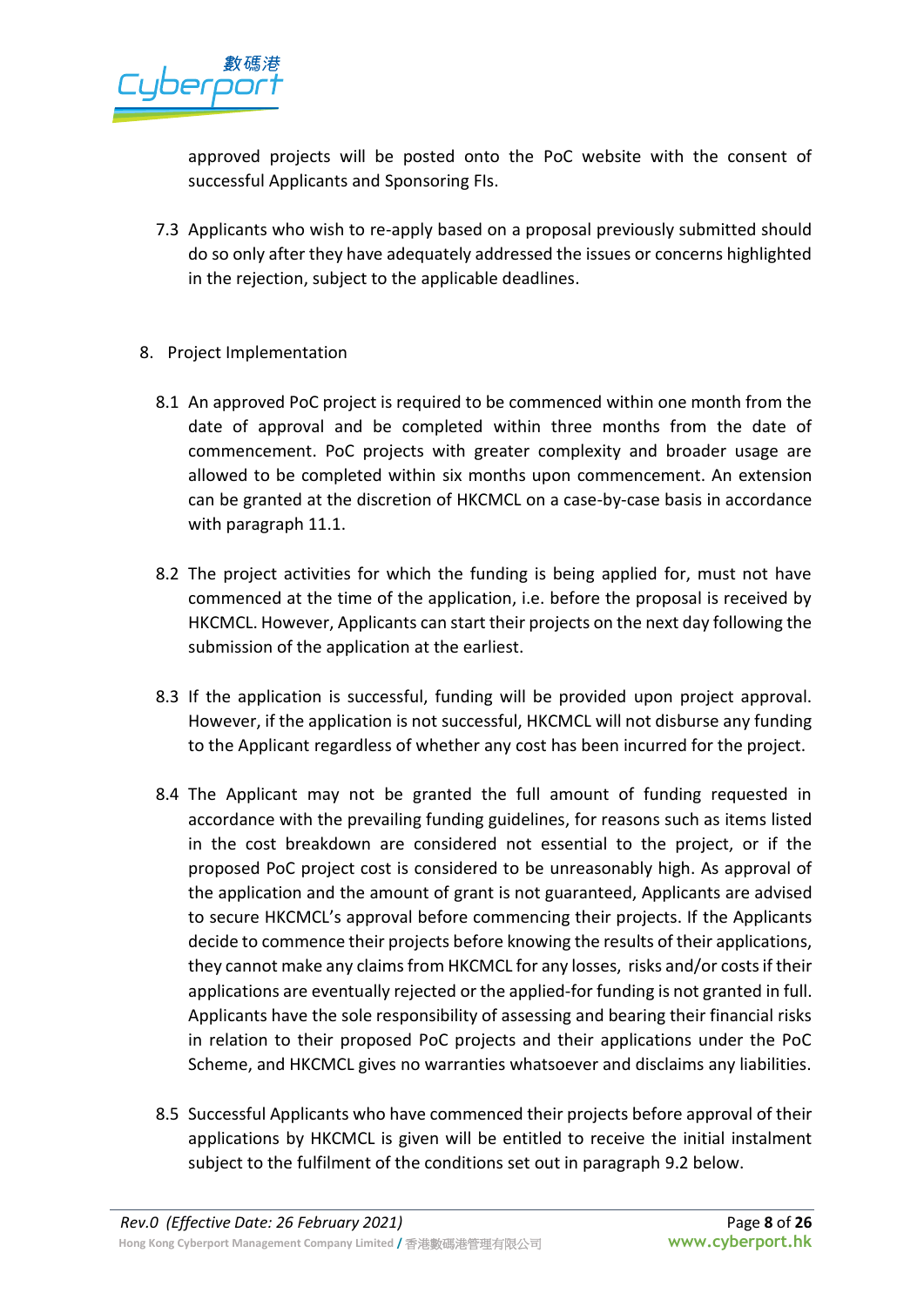approved projects will be posted onto the PoC website with the consent of successful Applicants and Sponsoring FIs.

7.3 Applicants who wish to re-apply based on a proposal previously submitted should do so only after they have adequately addressed the issues or concerns highlighted in the rejection, subject to the applicable deadlines.

8. Project Implementation

8.1 An approved PoC project is required to be commenced within one month from the date of approval and be completed within three months from the date of commencement. PoC projects with greater complexity and broader usage are allowed to be completed within six months upon commencement. An extension can be granted at the discretion of HKCMCL on a case-by-case basis in accordance with paragraph 11.1.

8.2 The project activities for which the funding is being applied for, must not have commenced at the time of the application, i.e. before the proposal is received by HKCMCL. However, Applicants can start their projects on the next day following the submission of the application at the earliest.

8.3 If the application is successful, funding will be provided upon project approval. However, if the application is not successful, HKCMCL will not disburse any funding to the Applicant regardless of whether any cost has been incurred for the project.

8.4 The Applicant may not be granted the full amount of funding requested in accordance with the prevailing funding guidelines, for reasons such as items listed in the cost breakdown are considered not essential to the project, or if the proposed PoC project cost is considered to be unreasonably high. As approval of the application and the amount of grant is not guaranteed, Applicants are advised to secure HKCMCL's approval before commencing their projects. If the Applicants decide to commence their projects before knowing the results of their applications, they cannot make any claims from HKCMCL for any losses, risks and/or costs if their applications are eventually rejected or the applied-for funding is not granted in full. Applicants have the sole responsibility of assessing and bearing their financial risks in relation to their proposed PoC projects and their applications under the PoC Scheme, and HKCMCL gives no warranties whatsoever and disclaims any liabilities.

8.5 Successful Applicants who have commenced their projects before approval of their applications by HKCMCL is given will be entitled to receive the initial instalment subject to the fulfilment of the conditions set out in paragraph 9.2 below.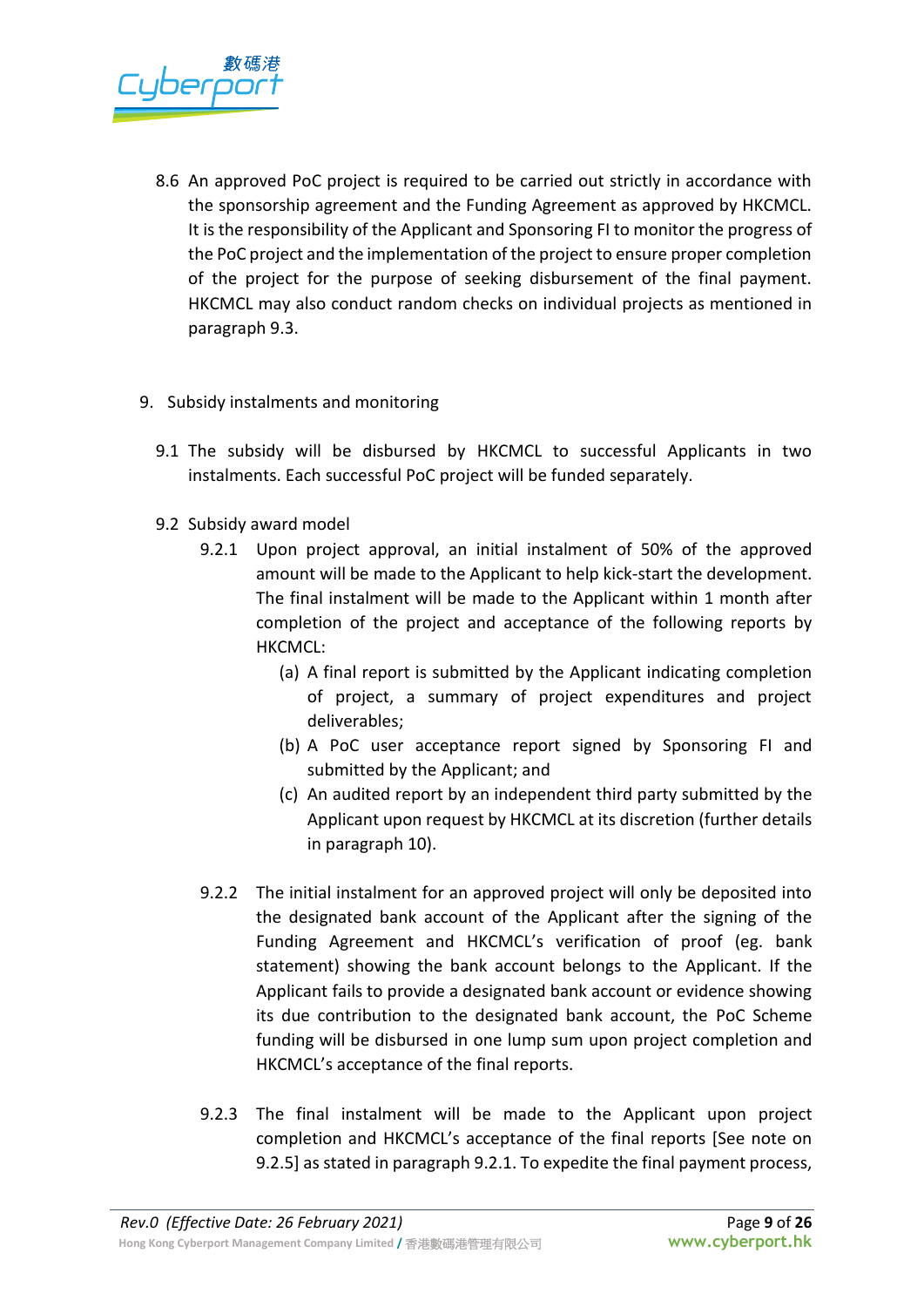8.6 An approved PoC project is required to be carried out strictly in accordance with the sponsorship agreement and the Funding Agreement as approved by HKCMCL. It is the responsibility of the Applicant and Sponsoring FI to monitor the progress of the PoC project and the implementation of the project to ensure proper completion of the project for the purpose of seeking disbursement of the final payment. HKCMCL may also conduct random checks on individual projects as mentioned in paragraph 9.3.

## 9. Subsidy instalments and monitoring

9.1 The subsidy will be disbursed by HKCMCL to successful Applicants in two instalments. Each successful PoC project will be funded separately.

9.2 Subsidy award model

9.2.1 Upon project approval, an initial instalment of 50% of the approved amount will be made to the Applicant to help kick-start the development. The final instalment will be made to the Applicant within 1 month after completion of the project and acceptance of the following reports by HKCMCL:

(a) A final report is submitted by the Applicant indicating completion of project, a summary of project expenditures and project deliverables;

(b) A PoC user acceptance report signed by Sponsoring FI and submitted by the Applicant; and

(c) An audited report by an independent third party submitted by the Applicant upon request by HKCMCL at its discretion (further details in paragraph 10).

9.2.2 The initial instalment for an approved project will only be deposited into the designated bank account of the Applicant after the signing of the Funding Agreement and HKCMCL's verification of proof (eg. bank statement) showing the bank account belongs to the Applicant. If the Applicant fails to provide a designated bank account or evidence showing its due contribution to the designated bank account, the PoC Scheme funding will be disbursed in one lump sum upon project completion and HKCMCL's acceptance of the final reports.

9.2.3 The final instalment will be made to the Applicant upon project completion and HKCMCL's acceptance of the final reports [See note on 9.2.5] as stated in paragraph 9.2.1. To expedite the final payment process,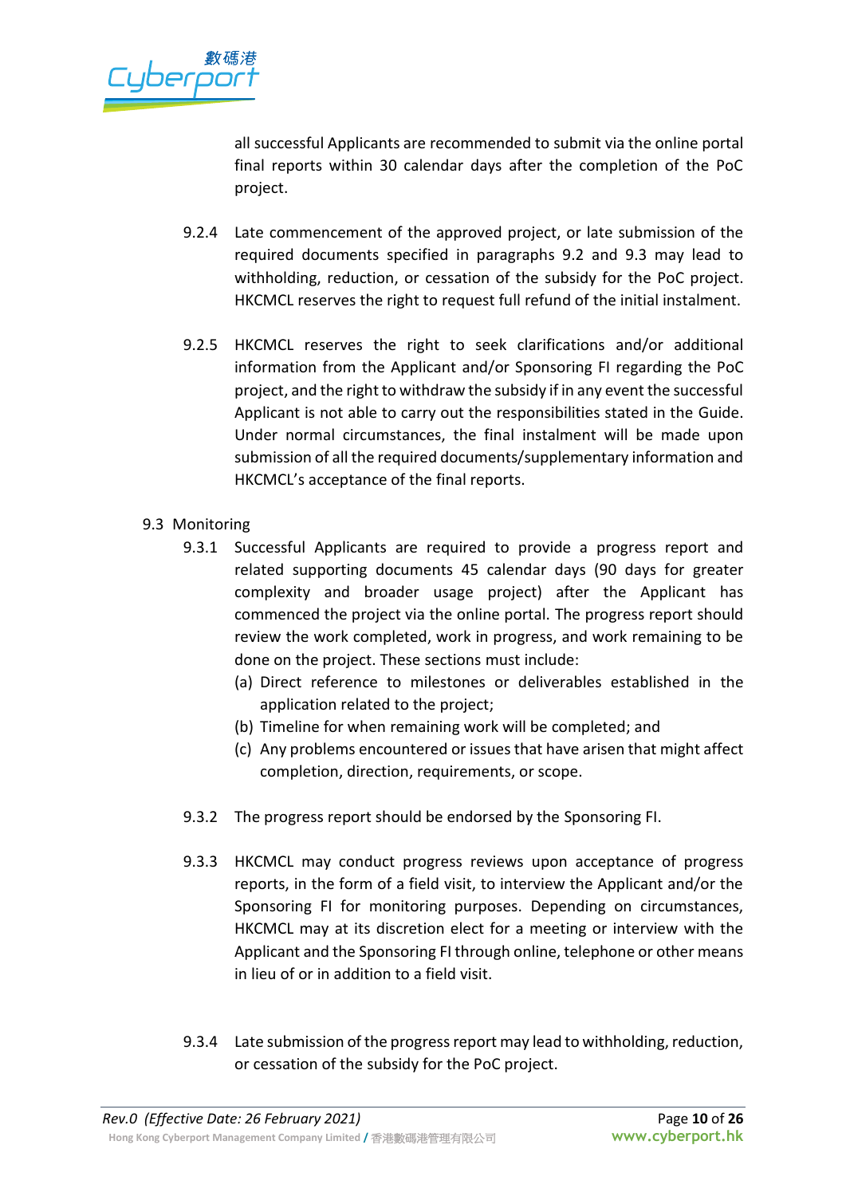all successful Applicants are recommended to submit via the online portal final reports within 30 calendar days after the completion of the PoC project.

9.2.4 Late commencement of the approved project, or late submission of the required documents specified in paragraphs 9.2 and 9.3 may lead to withholding, reduction, or cessation of the subsidy for the PoC project. HKCMCL reserves the right to request full refund of the initial instalment.

9.2.5 HKCMCL reserves the right to seek clarifications and/or additional information from the Applicant and/or Sponsoring FI regarding the PoC project, and the right to withdraw the subsidy if in any event the successful Applicant is not able to carry out the responsibilities stated in the Guide. Under normal circumstances, the final instalment will be made upon submission of all the required documents/supplementary information and HKCMCL's acceptance of the final reports.

9.3 Monitoring

9.3.1 Successful Applicants are required to provide a progress report and related supporting documents 45 calendar days (90 days for greater complexity and broader usage project) after the Applicant has commenced the project via the online portal. The progress report should review the work completed, work in progress, and work remaining to be done on the project. These sections must include:

(a) Direct reference to milestones or deliverables established in the application related to the project;
(b) Timeline for when remaining work will be completed; and
(c) Any problems encountered or issues that have arisen that might affect completion, direction, requirements, or scope.

9.3.2 The progress report should be endorsed by the Sponsoring FI.

9.3.3 HKCMCL may conduct progress reviews upon acceptance of progress reports, in the form of a field visit, to interview the Applicant and/or the Sponsoring FI for monitoring purposes. Depending on circumstances, HKCMCL may at its discretion elect for a meeting or interview with the Applicant and the Sponsoring FI through online, telephone or other means in lieu of or in addition to a field visit.

9.3.4 Late submission of the progress report may lead to withholding, reduction, or cessation of the subsidy for the PoC project.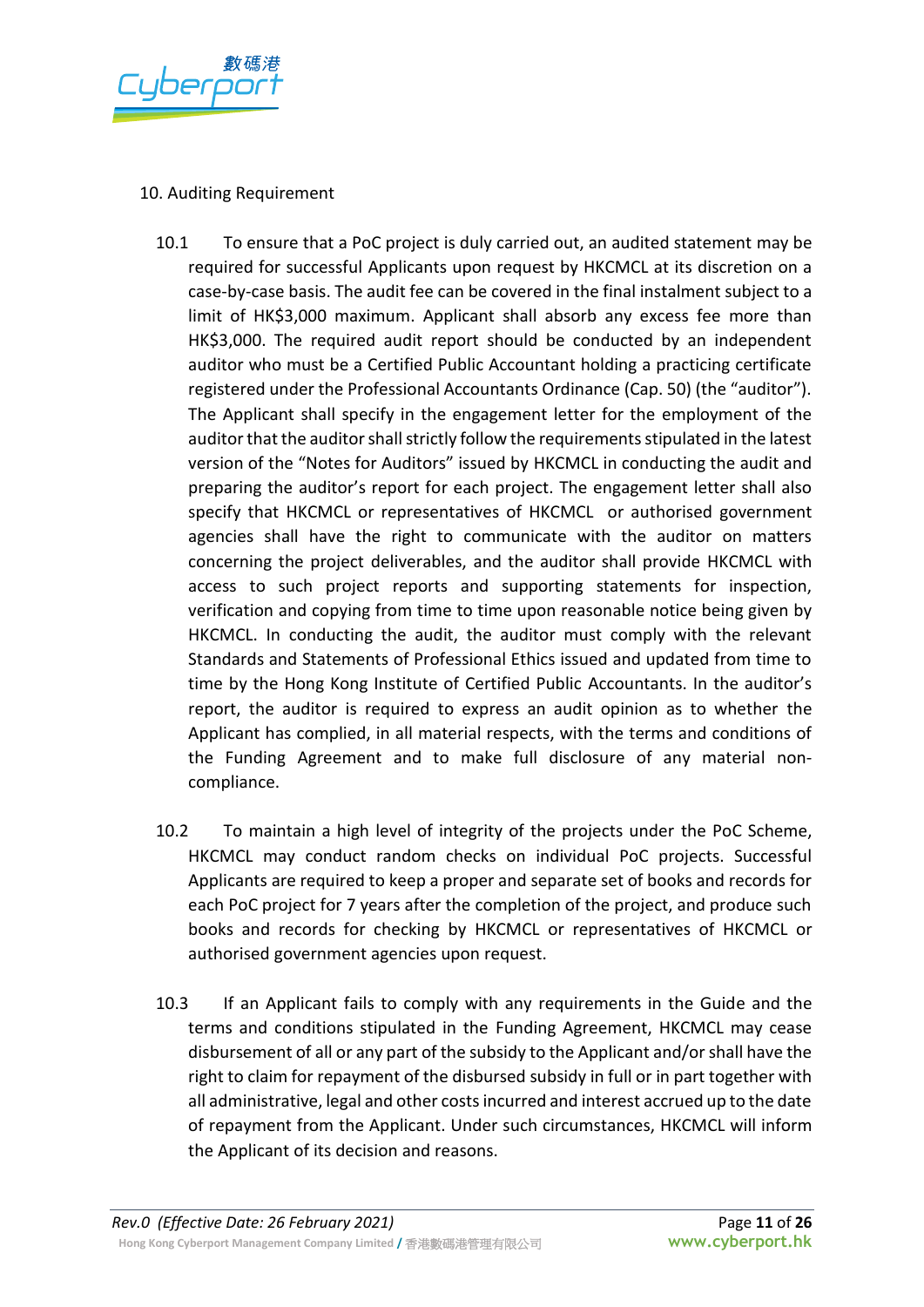## 10. Auditing Requirement

10.1 To ensure that a PoC project is duly carried out, an audited statement may be required for successful Applicants upon request by HKCMCL at its discretion on a case-by-case basis. The audit fee can be covered in the final instalment subject to a limit of HK$3,000 maximum. Applicant shall absorb any excess fee more than HK$3,000. The required audit report should be conducted by an independent auditor who must be a Certified Public Accountant holding a practicing certificate registered under the Professional Accountants Ordinance (Cap. 50) (the "auditor"). The Applicant shall specify in the engagement letter for the employment of the auditor that the auditor shall strictly follow the requirements stipulated in the latest version of the "Notes for Auditors" issued by HKCMCL in conducting the audit and preparing the auditor's report for each project. The engagement letter shall also specify that HKCMCL or representatives of HKCMCL or authorised government agencies shall have the right to communicate with the auditor on matters concerning the project deliverables, and the auditor shall provide HKCMCL with access to such project reports and supporting statements for inspection, verification and copying from time to time upon reasonable notice being given by HKCMCL. In conducting the audit, the auditor must comply with the relevant Standards and Statements of Professional Ethics issued and updated from time to time by the Hong Kong Institute of Certified Public Accountants. In the auditor's report, the auditor is required to express an audit opinion as to whether the Applicant has complied, in all material respects, with the terms and conditions of the Funding Agreement and to make full disclosure of any material non-compliance.

10.2 To maintain a high level of integrity of the projects under the PoC Scheme, HKCMCL may conduct random checks on individual PoC projects. Successful Applicants are required to keep a proper and separate set of books and records for each PoC project for 7 years after the completion of the project, and produce such books and records for checking by HKCMCL or representatives of HKCMCL or authorised government agencies upon request.

10.3 If an Applicant fails to comply with any requirements in the Guide and the terms and conditions stipulated in the Funding Agreement, HKCMCL may cease disbursement of all or any part of the subsidy to the Applicant and/or shall have the right to claim for repayment of the disbursed subsidy in full or in part together with all administrative, legal and other costs incurred and interest accrued up to the date of repayment from the Applicant. Under such circumstances, HKCMCL will inform the Applicant of its decision and reasons.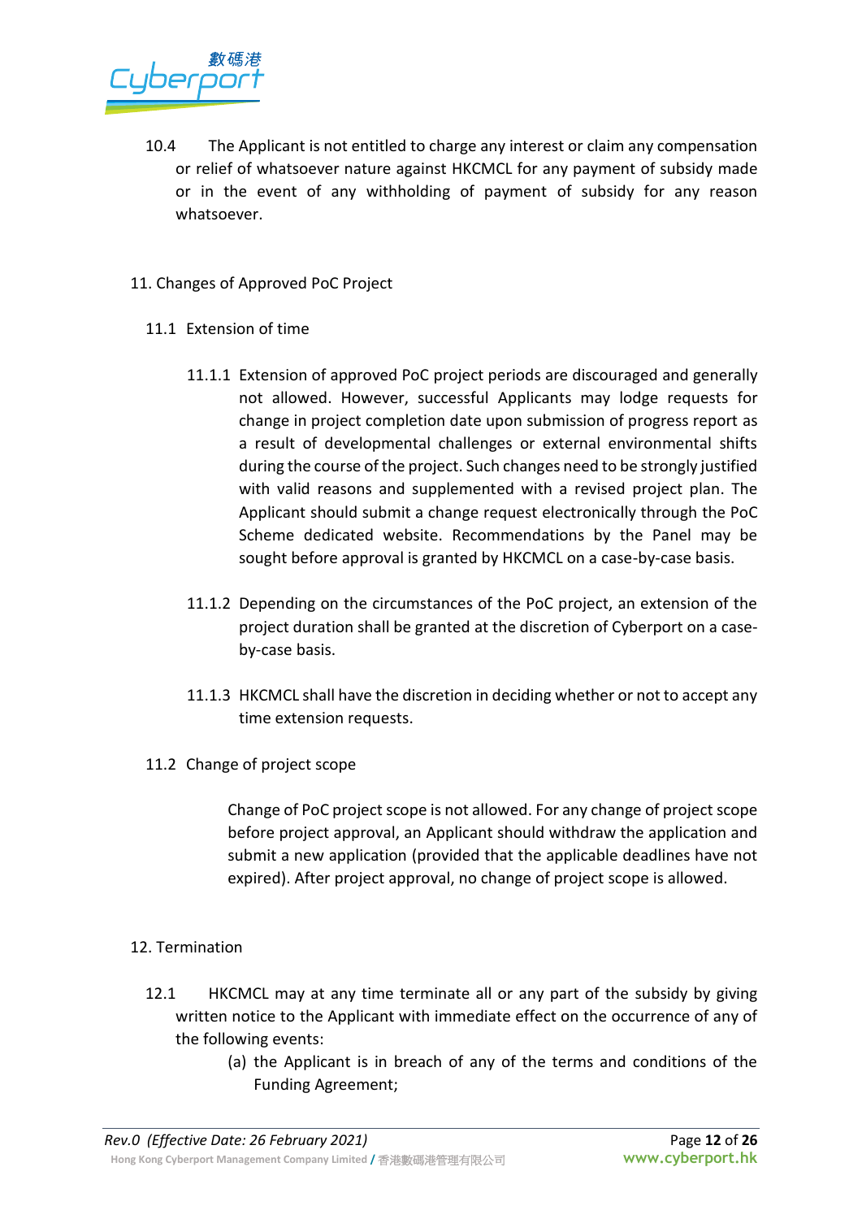10.4 The Applicant is not entitled to charge any interest or claim any compensation or relief of whatsoever nature against HKCMCL for any payment of subsidy made or in the event of any withholding of payment of subsidy for any reason whatsoever.

## 11. Changes of Approved PoC Project

### 11.1 Extension of time

11.1.1 Extension of approved PoC project periods are discouraged and generally not allowed. However, successful Applicants may lodge requests for change in project completion date upon submission of progress report as a result of developmental challenges or external environmental shifts during the course of the project. Such changes need to be strongly justified with valid reasons and supplemented with a revised project plan. The Applicant should submit a change request electronically through the PoC Scheme dedicated website. Recommendations by the Panel may be sought before approval is granted by HKCMCL on a case-by-case basis.

11.1.2 Depending on the circumstances of the PoC project, an extension of the project duration shall be granted at the discretion of Cyberport on a case-by-case basis.

11.1.3 HKCMCL shall have the discretion in deciding whether or not to accept any time extension requests.

### 11.2 Change of project scope

Change of PoC project scope is not allowed. For any change of project scope before project approval, an Applicant should withdraw the application and submit a new application (provided that the applicable deadlines have not expired). After project approval, no change of project scope is allowed.

## 12. Termination

12.1 HKCMCL may at any time terminate all or any part of the subsidy by giving written notice to the Applicant with immediate effect on the occurrence of any of the following events:

(a) the Applicant is in breach of any of the terms and conditions of the Funding Agreement;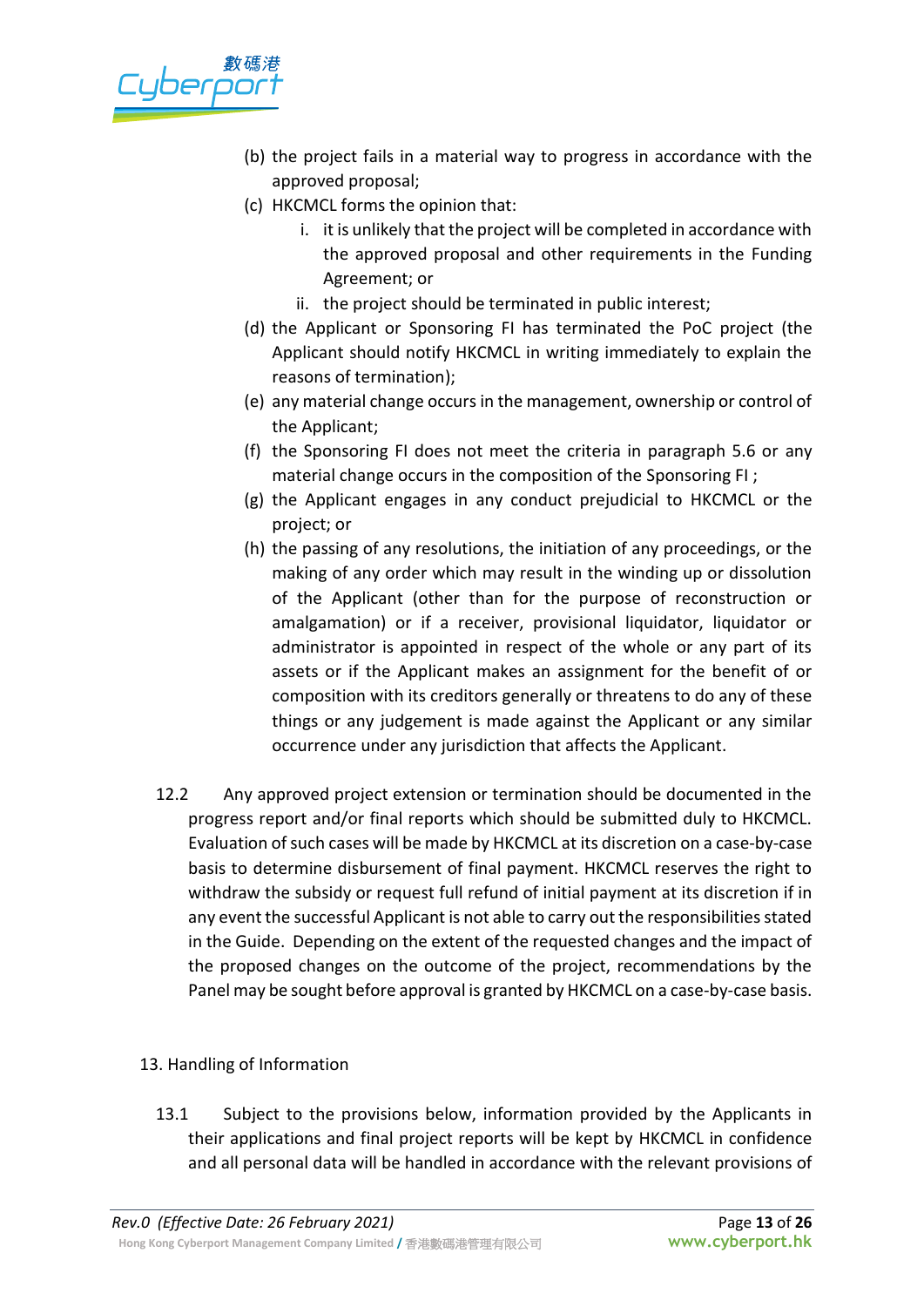(b) the project fails in a material way to progress in accordance with the approved proposal;

(c) HKCMCL forms the opinion that:

   i. it is unlikely that the project will be completed in accordance with the approved proposal and other requirements in the Funding Agreement; or

   ii. the project should be terminated in public interest;

(d) the Applicant or Sponsoring FI has terminated the PoC project (the Applicant should notify HKCMCL in writing immediately to explain the reasons of termination);

(e) any material change occurs in the management, ownership or control of the Applicant;

(f) the Sponsoring FI does not meet the criteria in paragraph 5.6 or any material change occurs in the composition of the Sponsoring FI ;

(g) the Applicant engages in any conduct prejudicial to HKCMCL or the project; or

(h) the passing of any resolutions, the initiation of any proceedings, or the making of any order which may result in the winding up or dissolution of the Applicant (other than for the purpose of reconstruction or amalgamation) or if a receiver, provisional liquidator, liquidator or administrator is appointed in respect of the whole or any part of its assets or if the Applicant makes an assignment for the benefit of or composition with its creditors generally or threatens to do any of these things or any judgement is made against the Applicant or any similar occurrence under any jurisdiction that affects the Applicant.

12.2 Any approved project extension or termination should be documented in the progress report and/or final reports which should be submitted duly to HKCMCL. Evaluation of such cases will be made by HKCMCL at its discretion on a case-by-case basis to determine disbursement of final payment. HKCMCL reserves the right to withdraw the subsidy or request full refund of initial payment at its discretion if in any event the successful Applicant is not able to carry out the responsibilities stated in the Guide. Depending on the extent of the requested changes and the impact of the proposed changes on the outcome of the project, recommendations by the Panel may be sought before approval is granted by HKCMCL on a case-by-case basis.

## 13. Handling of Information

13.1 Subject to the provisions below, information provided by the Applicants in their applications and final project reports will be kept by HKCMCL in confidence and all personal data will be handled in accordance with the relevant provisions of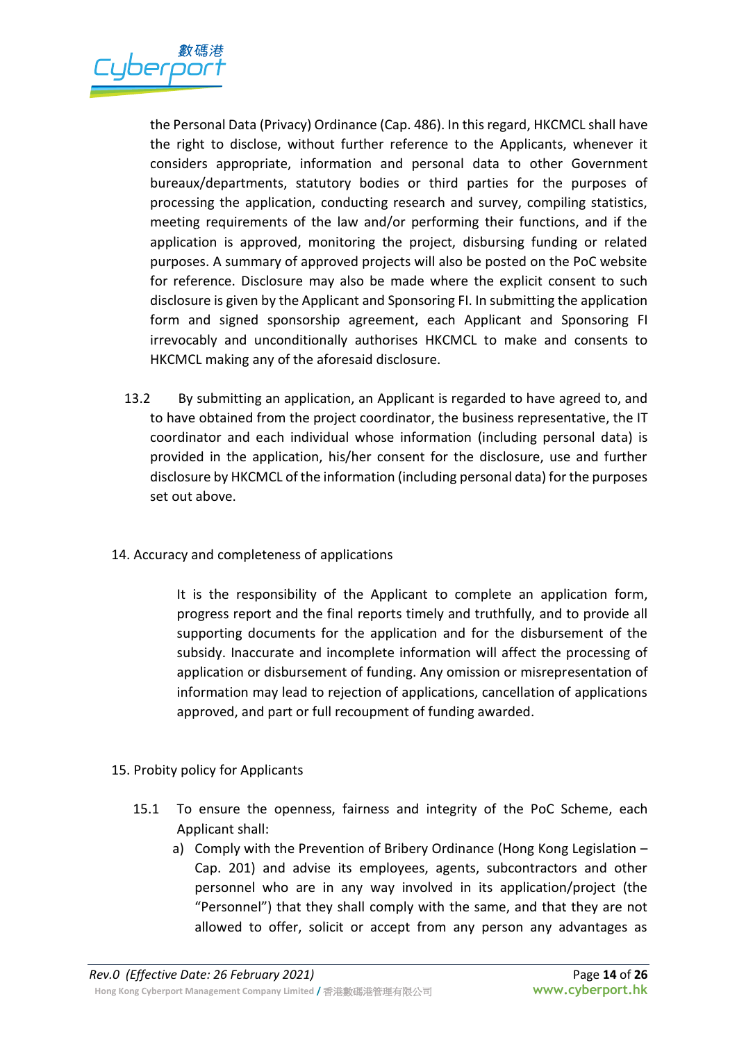the Personal Data (Privacy) Ordinance (Cap. 486). In this regard, HKCMCL shall have the right to disclose, without further reference to the Applicants, whenever it considers appropriate, information and personal data to other Government bureaux/departments, statutory bodies or third parties for the purposes of processing the application, conducting research and survey, compiling statistics, meeting requirements of the law and/or performing their functions, and if the application is approved, monitoring the project, disbursing funding or related purposes. A summary of approved projects will also be posted on the PoC website for reference. Disclosure may also be made where the explicit consent to such disclosure is given by the Applicant and Sponsoring FI. In submitting the application form and signed sponsorship agreement, each Applicant and Sponsoring FI irrevocably and unconditionally authorises HKCMCL to make and consents to HKCMCL making any of the aforesaid disclosure.

13.2 By submitting an application, an Applicant is regarded to have agreed to, and to have obtained from the project coordinator, the business representative, the IT coordinator and each individual whose information (including personal data) is provided in the application, his/her consent for the disclosure, use and further disclosure by HKCMCL of the information (including personal data) for the purposes set out above.

## 14. Accuracy and completeness of applications

It is the responsibility of the Applicant to complete an application form, progress report and the final reports timely and truthfully, and to provide all supporting documents for the application and for the disbursement of the subsidy. Inaccurate and incomplete information will affect the processing of application or disbursement of funding. Any omission or misrepresentation of information may lead to rejection of applications, cancellation of applications approved, and part or full recoupment of funding awarded.

## 15. Probity policy for Applicants

15.1 To ensure the openness, fairness and integrity of the PoC Scheme, each Applicant shall:

a) Comply with the Prevention of Bribery Ordinance (Hong Kong Legislation – Cap. 201) and advise its employees, agents, subcontractors and other personnel who are in any way involved in its application/project (the "Personnel") that they shall comply with the same, and that they are not allowed to offer, solicit or accept from any person any advantages as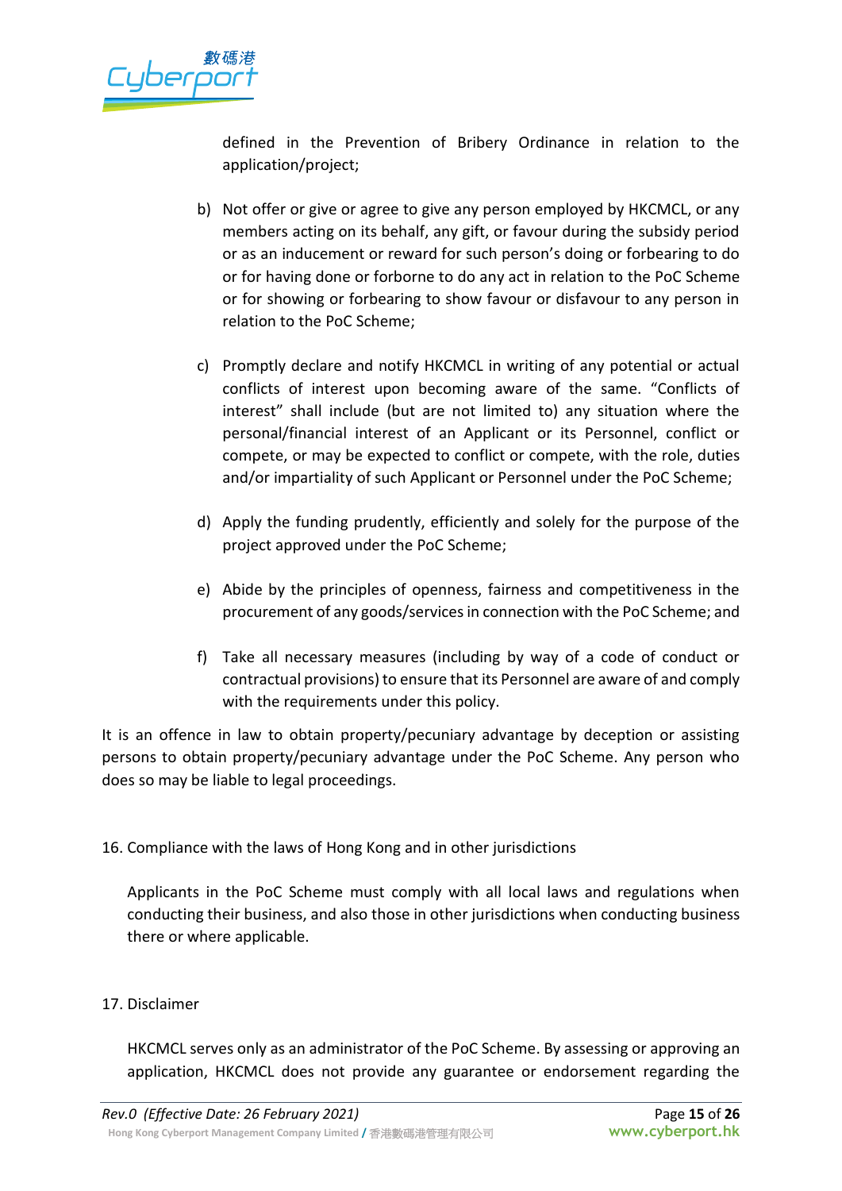defined in the Prevention of Bribery Ordinance in relation to the application/project;

b) Not offer or give or agree to give any person employed by HKCMCL, or any members acting on its behalf, any gift, or favour during the subsidy period or as an inducement or reward for such person's doing or forbearing to do or for having done or forborne to do any act in relation to the PoC Scheme or for showing or forbearing to show favour or disfavour to any person in relation to the PoC Scheme;

c) Promptly declare and notify HKCMCL in writing of any potential or actual conflicts of interest upon becoming aware of the same. "Conflicts of interest" shall include (but are not limited to) any situation where the personal/financial interest of an Applicant or its Personnel, conflict or compete, or may be expected to conflict or compete, with the role, duties and/or impartiality of such Applicant or Personnel under the PoC Scheme;

d) Apply the funding prudently, efficiently and solely for the purpose of the project approved under the PoC Scheme;

e) Abide by the principles of openness, fairness and competitiveness in the procurement of any goods/services in connection with the PoC Scheme; and

f) Take all necessary measures (including by way of a code of conduct or contractual provisions) to ensure that its Personnel are aware of and comply with the requirements under this policy.

It is an offence in law to obtain property/pecuniary advantage by deception or assisting persons to obtain property/pecuniary advantage under the PoC Scheme. Any person who does so may be liable to legal proceedings.

16. Compliance with the laws of Hong Kong and in other jurisdictions

Applicants in the PoC Scheme must comply with all local laws and regulations when conducting their business, and also those in other jurisdictions when conducting business there or where applicable.

17. Disclaimer

HKCMCL serves only as an administrator of the PoC Scheme. By assessing or approving an application, HKCMCL does not provide any guarantee or endorsement regarding the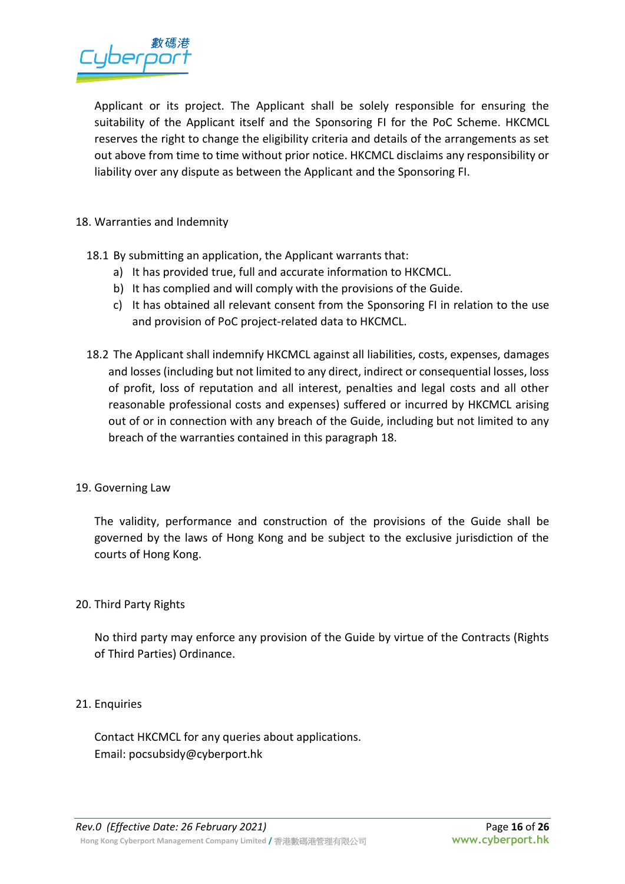Applicant or its project. The Applicant shall be solely responsible for ensuring the suitability of the Applicant itself and the Sponsoring FI for the PoC Scheme. HKCMCL reserves the right to change the eligibility criteria and details of the arrangements as set out above from time to time without prior notice. HKCMCL disclaims any responsibility or liability over any dispute as between the Applicant and the Sponsoring FI.

## 18. Warranties and Indemnity

18.1 By submitting an application, the Applicant warrants that:

a) It has provided true, full and accurate information to HKCMCL.

b) It has complied and will comply with the provisions of the Guide.

c) It has obtained all relevant consent from the Sponsoring FI in relation to the use and provision of PoC project-related data to HKCMCL.

18.2 The Applicant shall indemnify HKCMCL against all liabilities, costs, expenses, damages and losses (including but not limited to any direct, indirect or consequential losses, loss of profit, loss of reputation and all interest, penalties and legal costs and all other reasonable professional costs and expenses) suffered or incurred by HKCMCL arising out of or in connection with any breach of the Guide, including but not limited to any breach of the warranties contained in this paragraph 18.

## 19. Governing Law

The validity, performance and construction of the provisions of the Guide shall be governed by the laws of Hong Kong and be subject to the exclusive jurisdiction of the courts of Hong Kong.

## 20. Third Party Rights

No third party may enforce any provision of the Guide by virtue of the Contracts (Rights of Third Parties) Ordinance.

## 21. Enquiries

Contact HKCMCL for any queries about applications.
Email: pocsubsidy@cyberport.hk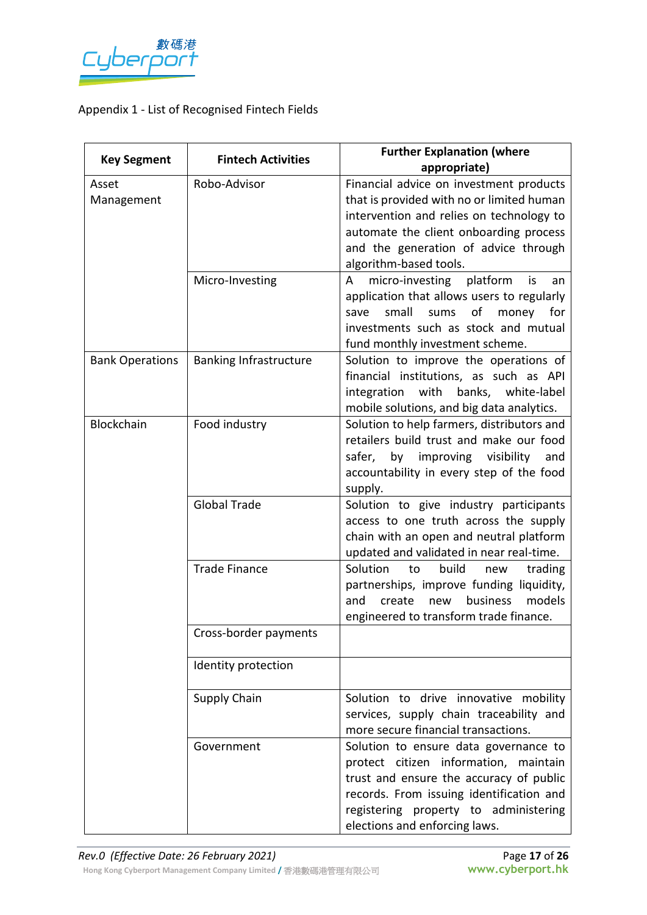Appendix 1 - List of Recognised Fintech Fields

| Key Segment | Fintech Activities | Further Explanation (where appropriate) |
|---|---|---|
| Asset Management | Robo-Advisor | Financial advice on investment products that is provided with no or limited human intervention and relies on technology to automate the client onboarding process and the generation of advice through algorithm-based tools. |
| | Micro-Investing | A micro-investing platform is an application that allows users to regularly save small sums of money for investments such as stock and mutual fund monthly investment scheme. |
| Bank Operations | Banking Infrastructure | Solution to improve the operations of financial institutions, as such as API integration with banks, white-label mobile solutions, and big data analytics. |
| Blockchain | Food industry | Solution to help farmers, distributors and retailers build trust and make our food safer, by improving visibility and accountability in every step of the food supply. |
| | Global Trade | Solution to give industry participants access to one truth across the supply chain with an open and neutral platform updated and validated in near real-time. |
| | Trade Finance | Solution to build new trading partnerships, improve funding liquidity, and create new business models engineered to transform trade finance. |
| | Cross-border payments | |
| | Identity protection | |
| | Supply Chain | Solution to drive innovative mobility services, supply chain traceability and more secure financial transactions. |
| | Government | Solution to ensure data governance to protect citizen information, maintain trust and ensure the accuracy of public records. From issuing identification and registering property to administering elections and enforcing laws. |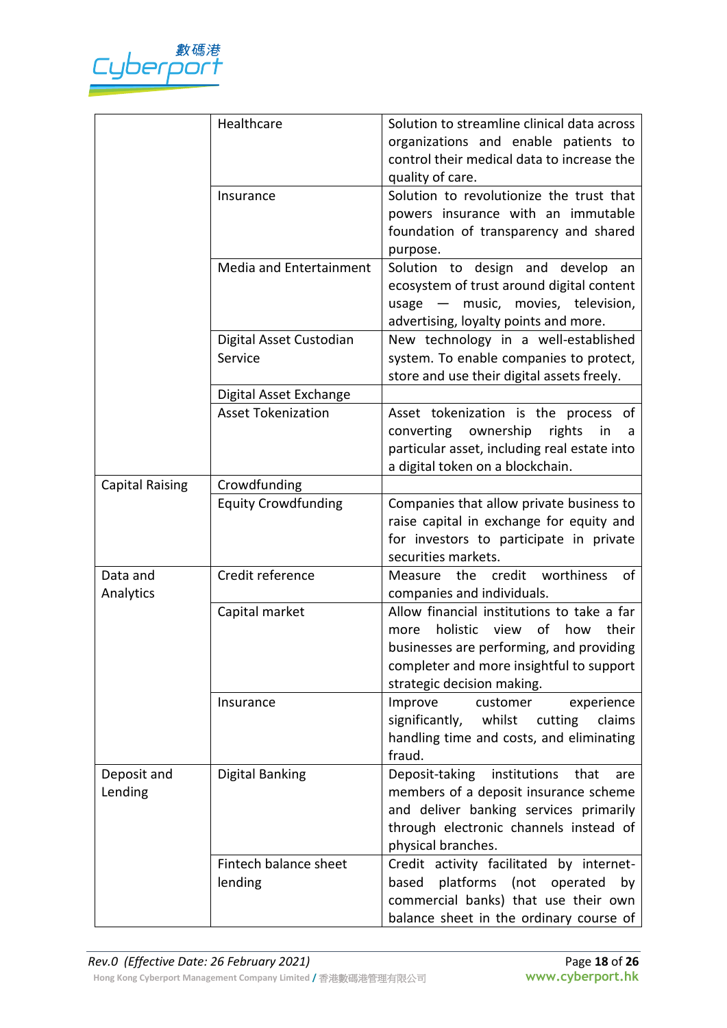| | | |
|---|---|---|
| | Healthcare | Solution to streamline clinical data across organizations and enable patients to control their medical data to increase the quality of care. |
| | Insurance | Solution to revolutionize the trust that powers insurance with an immutable foundation of transparency and shared purpose. |
| | Media and Entertainment | Solution to design and develop an ecosystem of trust around digital content usage — music, movies, television, advertising, loyalty points and more. |
| | Digital Asset Custodian Service | New technology in a well-established system. To enable companies to protect, store and use their digital assets freely. |
| | Digital Asset Exchange | |
| | Asset Tokenization | Asset tokenization is the process of converting ownership rights in a particular asset, including real estate into a digital token on a blockchain. |
| Capital Raising | Crowdfunding | |
| | Equity Crowdfunding | Companies that allow private business to raise capital in exchange for equity and for investors to participate in private securities markets. |
| Data and Analytics | Credit reference | Measure the credit worthiness of companies and individuals. |
| | Capital market | Allow financial institutions to take a far more holistic view of how their businesses are performing, and providing completer and more insightful to support strategic decision making. |
| | Insurance | Improve customer experience significantly, whilst cutting claims handling time and costs, and eliminating fraud. |
| Deposit and Lending | Digital Banking | Deposit-taking institutions that are members of a deposit insurance scheme and deliver banking services primarily through electronic channels instead of physical branches. |
| | Fintech balance sheet lending | Credit activity facilitated by internet-based platforms (not operated by commercial banks) that use their own balance sheet in the ordinary course of |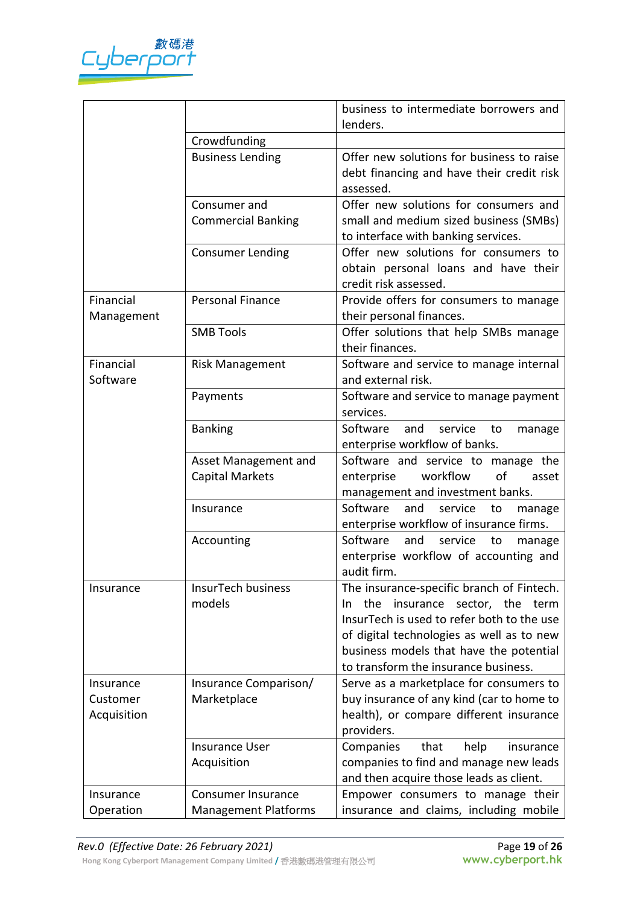| | | business to intermediate borrowers and lenders. |
|---|---|---|
| | Crowdfunding | |
| | Business Lending | Offer new solutions for business to raise debt financing and have their credit risk assessed. |
| | Consumer and Commercial Banking | Offer new solutions for consumers and small and medium sized business (SMBs) to interface with banking services. |
| | Consumer Lending | Offer new solutions for consumers to obtain personal loans and have their credit risk assessed. |
| Financial Management | Personal Finance | Provide offers for consumers to manage their personal finances. |
| | SMB Tools | Offer solutions that help SMBs manage their finances. |
| Financial Software | Risk Management | Software and service to manage internal and external risk. |
| | Payments | Software and service to manage payment services. |
| | Banking | Software and service to manage enterprise workflow of banks. |
| | Asset Management and Capital Markets | Software and service to manage the enterprise workflow of asset management and investment banks. |
| | Insurance | Software and service to manage enterprise workflow of insurance firms. |
| | Accounting | Software and service to manage enterprise workflow of accounting and audit firm. |
| Insurance | InsurTech business models | The insurance-specific branch of Fintech. In the insurance sector, the term InsurTech is used to refer both to the use of digital technologies as well as to new business models that have the potential to transform the insurance business. |
| Insurance Customer Acquisition | Insurance Comparison/ Marketplace | Serve as a marketplace for consumers to buy insurance of any kind (car to home to health), or compare different insurance providers. |
| | Insurance User Acquisition | Companies that help insurance companies to find and manage new leads and then acquire those leads as client. |
| Insurance Operation | Consumer Insurance Management Platforms | Empower consumers to manage their insurance and claims, including mobile |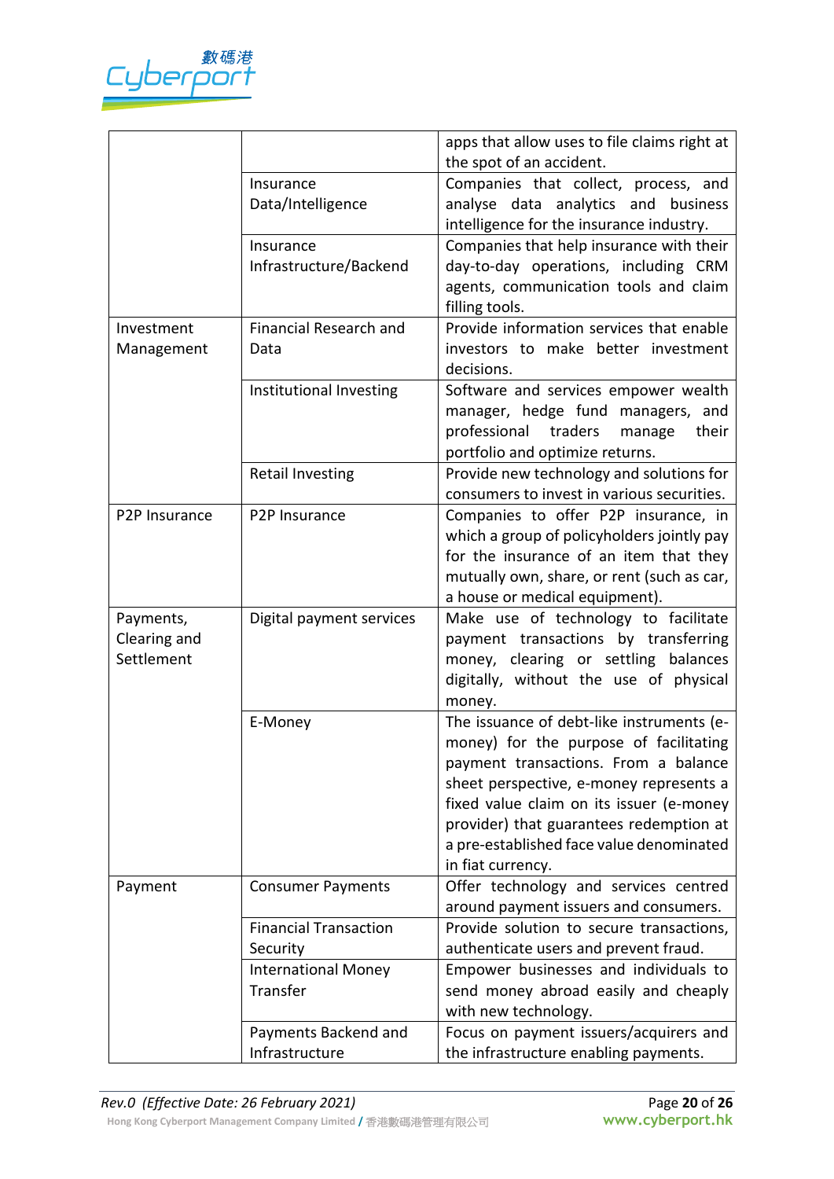| | | |
|---|---|---|
| | | apps that allow uses to file claims right at the spot of an accident. |
| | Insurance Data/Intelligence | Companies that collect, process, and analyse data analytics and business intelligence for the insurance industry. |
| | Insurance Infrastructure/Backend | Companies that help insurance with their day-to-day operations, including CRM agents, communication tools and claim filling tools. |
| Investment Management | Financial Research and Data | Provide information services that enable investors to make better investment decisions. |
| | Institutional Investing | Software and services empower wealth manager, hedge fund managers, and professional traders manage their portfolio and optimize returns. |
| | Retail Investing | Provide new technology and solutions for consumers to invest in various securities. |
| P2P Insurance | P2P Insurance | Companies to offer P2P insurance, in which a group of policyholders jointly pay for the insurance of an item that they mutually own, share, or rent (such as car, a house or medical equipment). |
| Payments, Clearing and Settlement | Digital payment services | Make use of technology to facilitate payment transactions by transferring money, clearing or settling balances digitally, without the use of physical money. |
| | E-Money | The issuance of debt-like instruments (e-money) for the purpose of facilitating payment transactions. From a balance sheet perspective, e-money represents a fixed value claim on its issuer (e-money provider) that guarantees redemption at a pre-established face value denominated in fiat currency. |
| Payment | Consumer Payments | Offer technology and services centred around payment issuers and consumers. |
| | Financial Transaction Security | Provide solution to secure transactions, authenticate users and prevent fraud. |
| | International Money Transfer | Empower businesses and individuals to send money abroad easily and cheaply with new technology. |
| | Payments Backend and Infrastructure | Focus on payment issuers/acquirers and the infrastructure enabling payments. |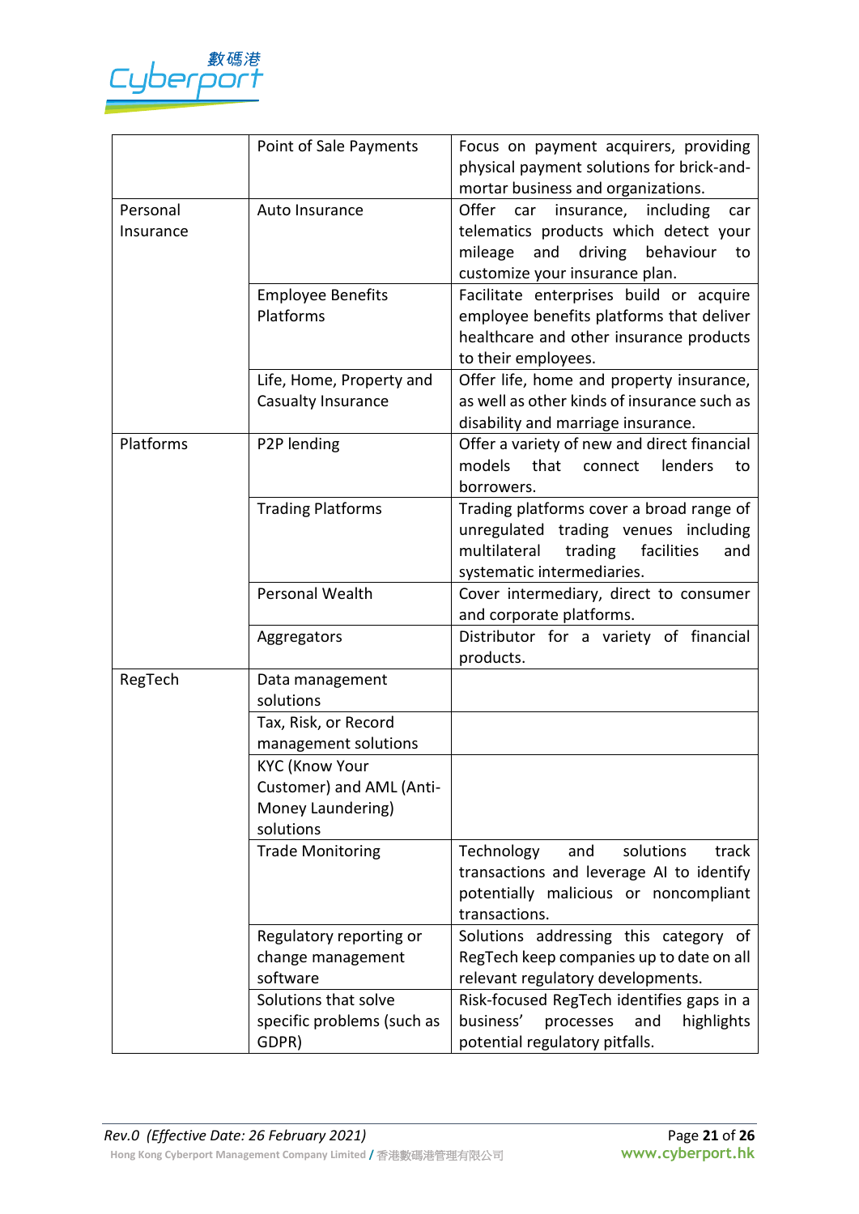| | | |
|---|---|---|
| | Point of Sale Payments | Focus on payment acquirers, providing physical payment solutions for brick-and-mortar business and organizations. |
| Personal Insurance | Auto Insurance | Offer car insurance, including car telematics products which detect your mileage and driving behaviour to customize your insurance plan. |
| | Employee Benefits Platforms | Facilitate enterprises build or acquire employee benefits platforms that deliver healthcare and other insurance products to their employees. |
| | Life, Home, Property and Casualty Insurance | Offer life, home and property insurance, as well as other kinds of insurance such as disability and marriage insurance. |
| Platforms | P2P lending | Offer a variety of new and direct financial models that connect lenders to borrowers. |
| | Trading Platforms | Trading platforms cover a broad range of unregulated trading venues including multilateral trading facilities and systematic intermediaries. |
| | Personal Wealth | Cover intermediary, direct to consumer and corporate platforms. |
| | Aggregators | Distributor for a variety of financial products. |
| RegTech | Data management solutions | |
| | Tax, Risk, or Record management solutions | |
| | KYC (Know Your Customer) and AML (Anti-Money Laundering) solutions | |
| | Trade Monitoring | Technology and solutions track transactions and leverage AI to identify potentially malicious or noncompliant transactions. |
| | Regulatory reporting or change management software | Solutions addressing this category of RegTech keep companies up to date on all relevant regulatory developments. |
| | Solutions that solve specific problems (such as GDPR) | Risk-focused RegTech identifies gaps in a business' processes and highlights potential regulatory pitfalls. |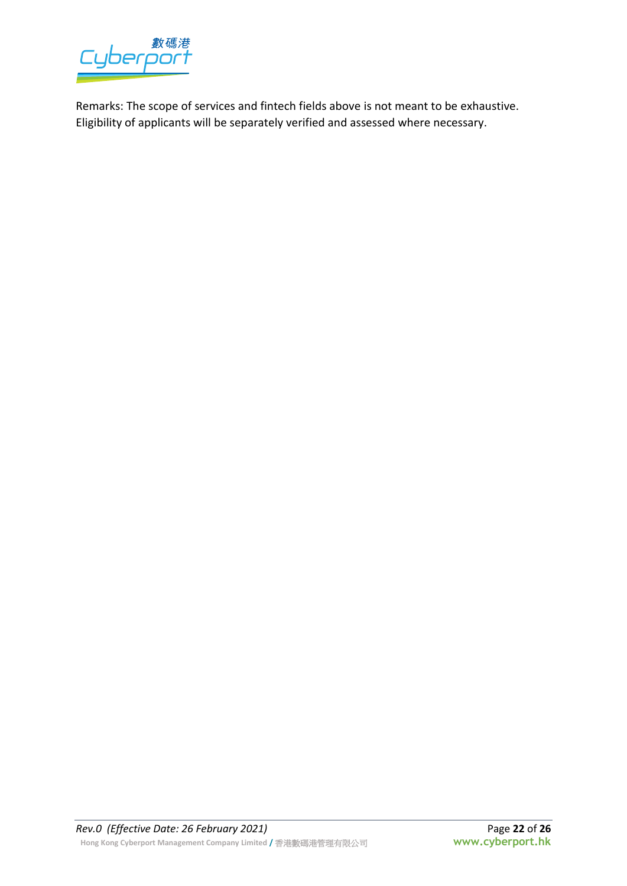Remarks: The scope of services and fintech fields above is not meant to be exhaustive. Eligibility of applicants will be separately verified and assessed where necessary.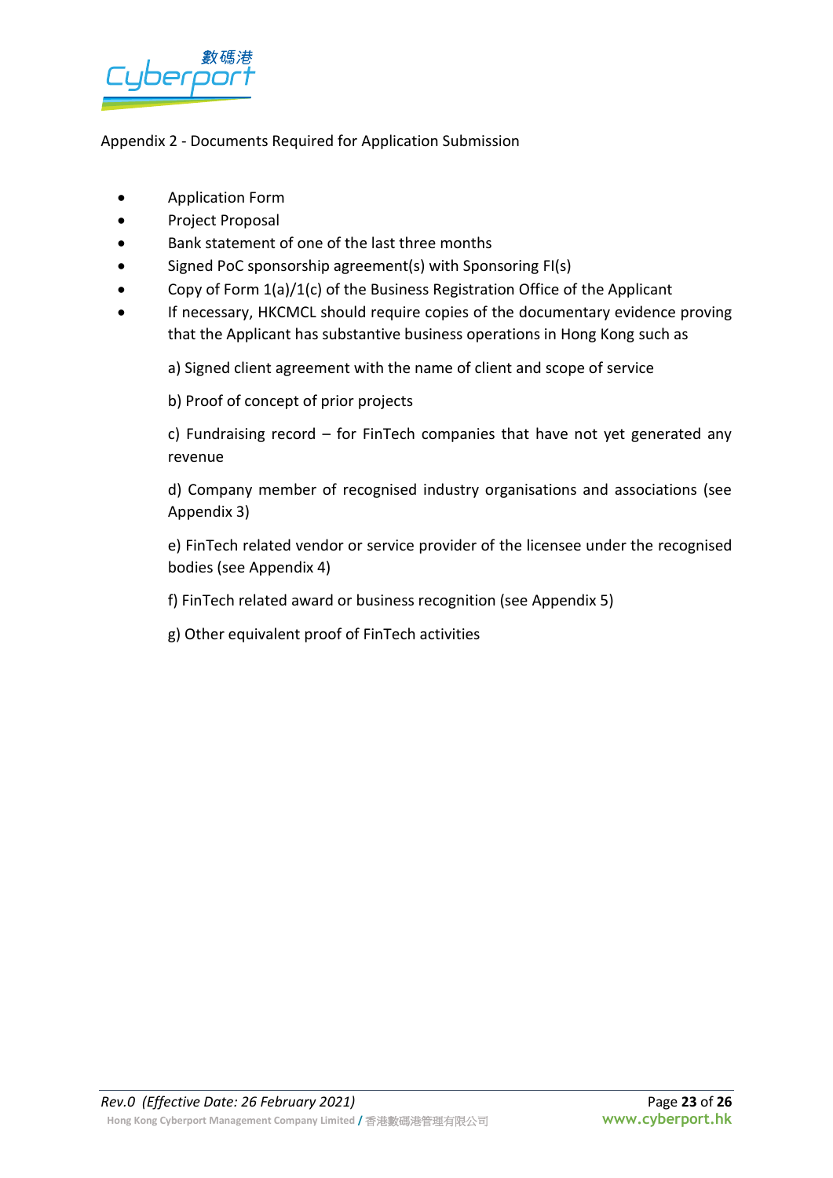Appendix 2 - Documents Required for Application Submission

- Application Form
- Project Proposal
- Bank statement of one of the last three months
- Signed PoC sponsorship agreement(s) with Sponsoring FI(s)
- Copy of Form 1(a)/1(c) of the Business Registration Office of the Applicant
- If necessary, HKCMCL should require copies of the documentary evidence proving that the Applicant has substantive business operations in Hong Kong such as

  a) Signed client agreement with the name of client and scope of service

  b) Proof of concept of prior projects

  c) Fundraising record – for FinTech companies that have not yet generated any revenue

  d) Company member of recognised industry organisations and associations (see Appendix 3)

  e) FinTech related vendor or service provider of the licensee under the recognised bodies (see Appendix 4)

  f) FinTech related award or business recognition (see Appendix 5)

  g) Other equivalent proof of FinTech activities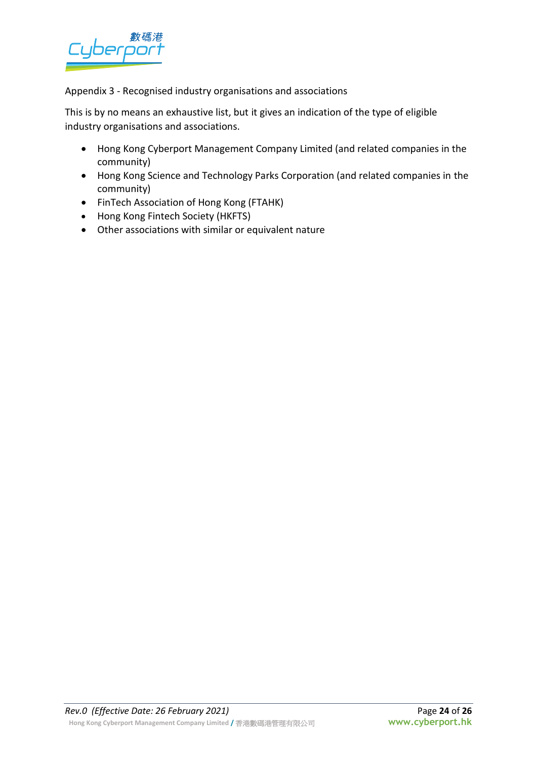Appendix 3 - Recognised industry organisations and associations

This is by no means an exhaustive list, but it gives an indication of the type of eligible industry organisations and associations.

- Hong Kong Cyberport Management Company Limited (and related companies in the community)
- Hong Kong Science and Technology Parks Corporation (and related companies in the community)
- FinTech Association of Hong Kong (FTAHK)
- Hong Kong Fintech Society (HKFTS)
- Other associations with similar or equivalent nature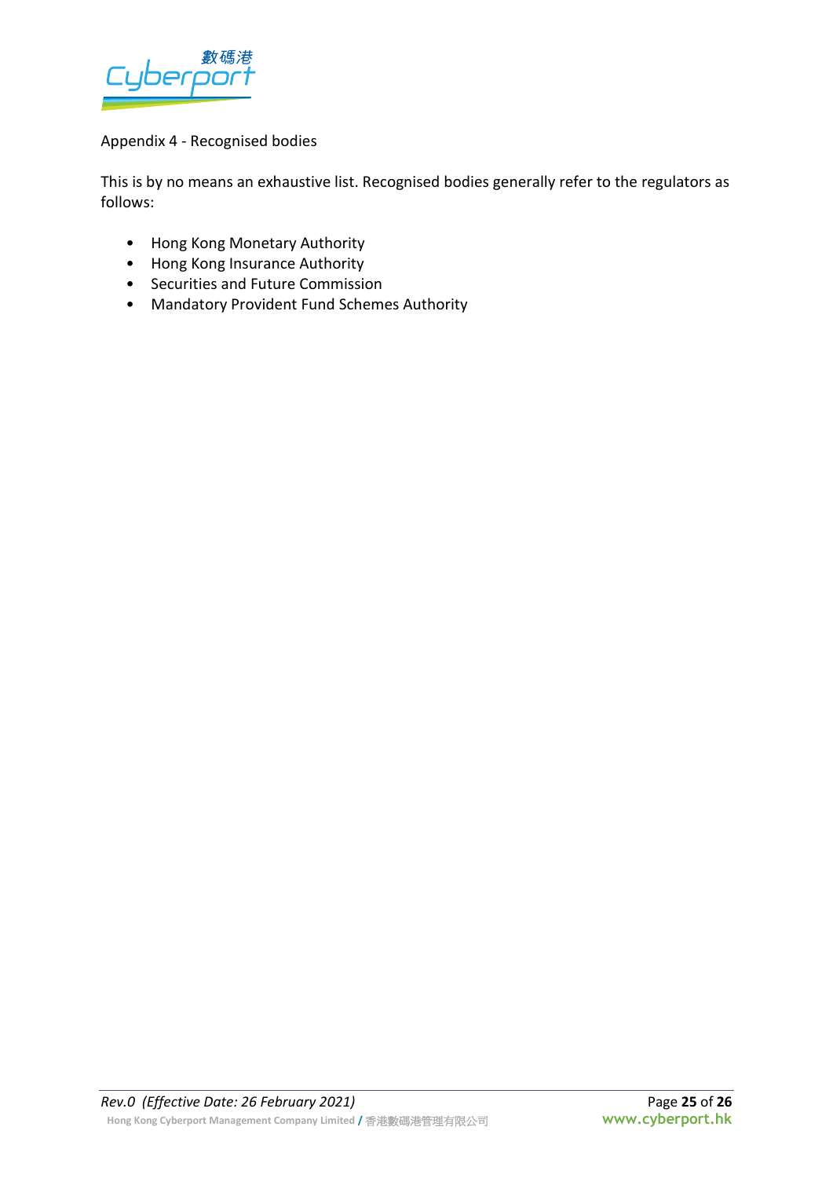## Appendix 4 - Recognised bodies

This is by no means an exhaustive list. Recognised bodies generally refer to the regulators as follows:

- Hong Kong Monetary Authority
- Hong Kong Insurance Authority
- Securities and Future Commission
- Mandatory Provident Fund Schemes Authority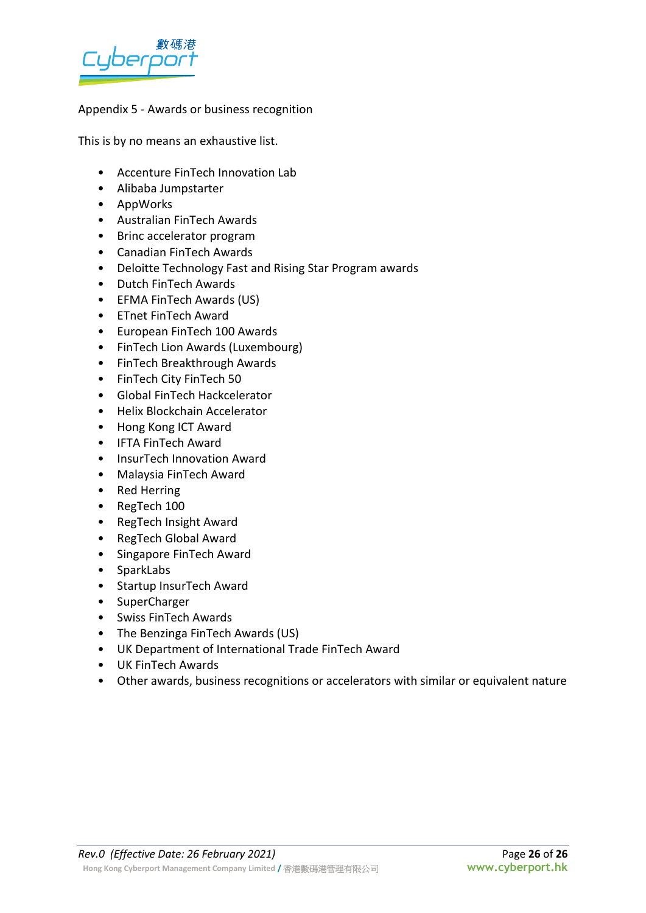Appendix 5 - Awards or business recognition

This is by no means an exhaustive list.

- Accenture FinTech Innovation Lab
- Alibaba Jumpstarter
- AppWorks
- Australian FinTech Awards
- Brinc accelerator program
- Canadian FinTech Awards
- Deloitte Technology Fast and Rising Star Program awards
- Dutch FinTech Awards
- EFMA FinTech Awards (US)
- ETnet FinTech Award
- European FinTech 100 Awards
- FinTech Lion Awards (Luxembourg)
- FinTech Breakthrough Awards
- FinTech City FinTech 50
- Global FinTech Hackcelerator
- Helix Blockchain Accelerator
- Hong Kong ICT Award
- IFTA FinTech Award
- InsurTech Innovation Award
- Malaysia FinTech Award
- Red Herring
- RegTech 100
- RegTech Insight Award
- RegTech Global Award
- Singapore FinTech Award
- SparkLabs
- Startup InsurTech Award
- SuperCharger
- Swiss FinTech Awards
- The Benzinga FinTech Awards (US)
- UK Department of International Trade FinTech Award
- UK FinTech Awards
- Other awards, business recognitions or accelerators with similar or equivalent nature